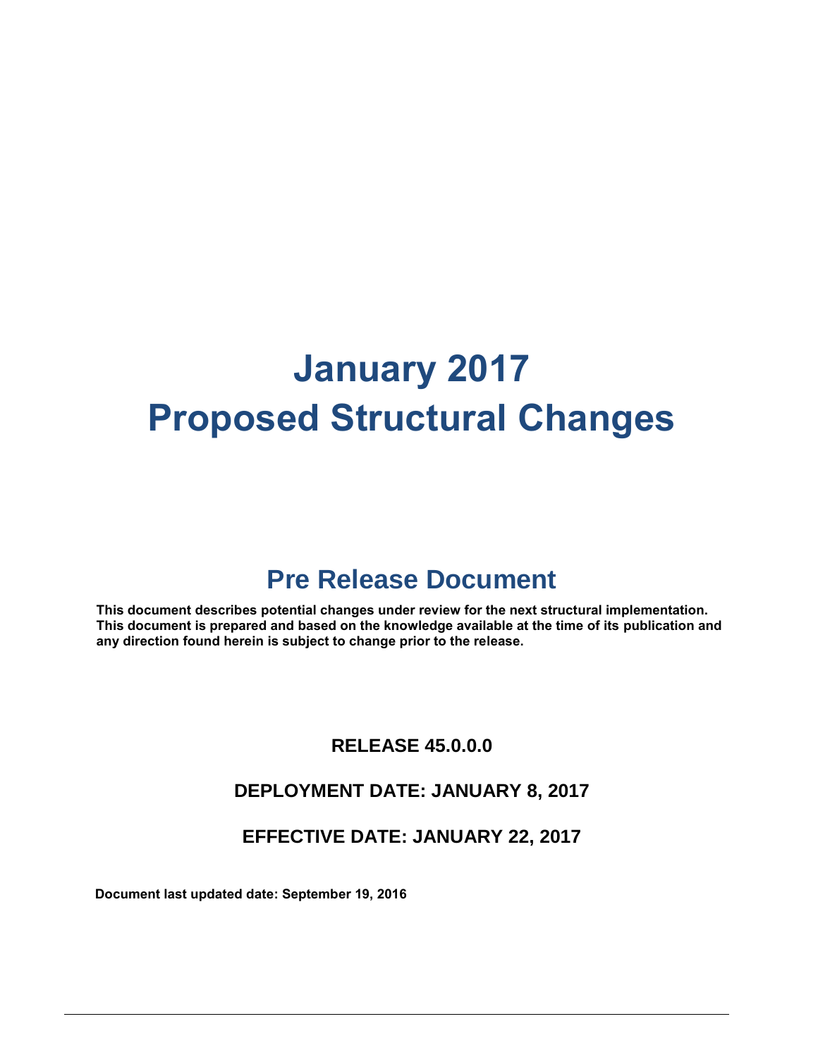# January 2017
# Proposed Structural Changes

## Pre Release Document

**This document describes potential changes under review for the next structural implementation. This document is prepared and based on the knowledge available at the time of its publication and any direction found herein is subject to change prior to the release.**

**RELEASE 45.0.0.0**

**DEPLOYMENT DATE: JANUARY 8, 2017**

**EFFECTIVE DATE: JANUARY 22, 2017**

**Document last updated date: September 19, 2016**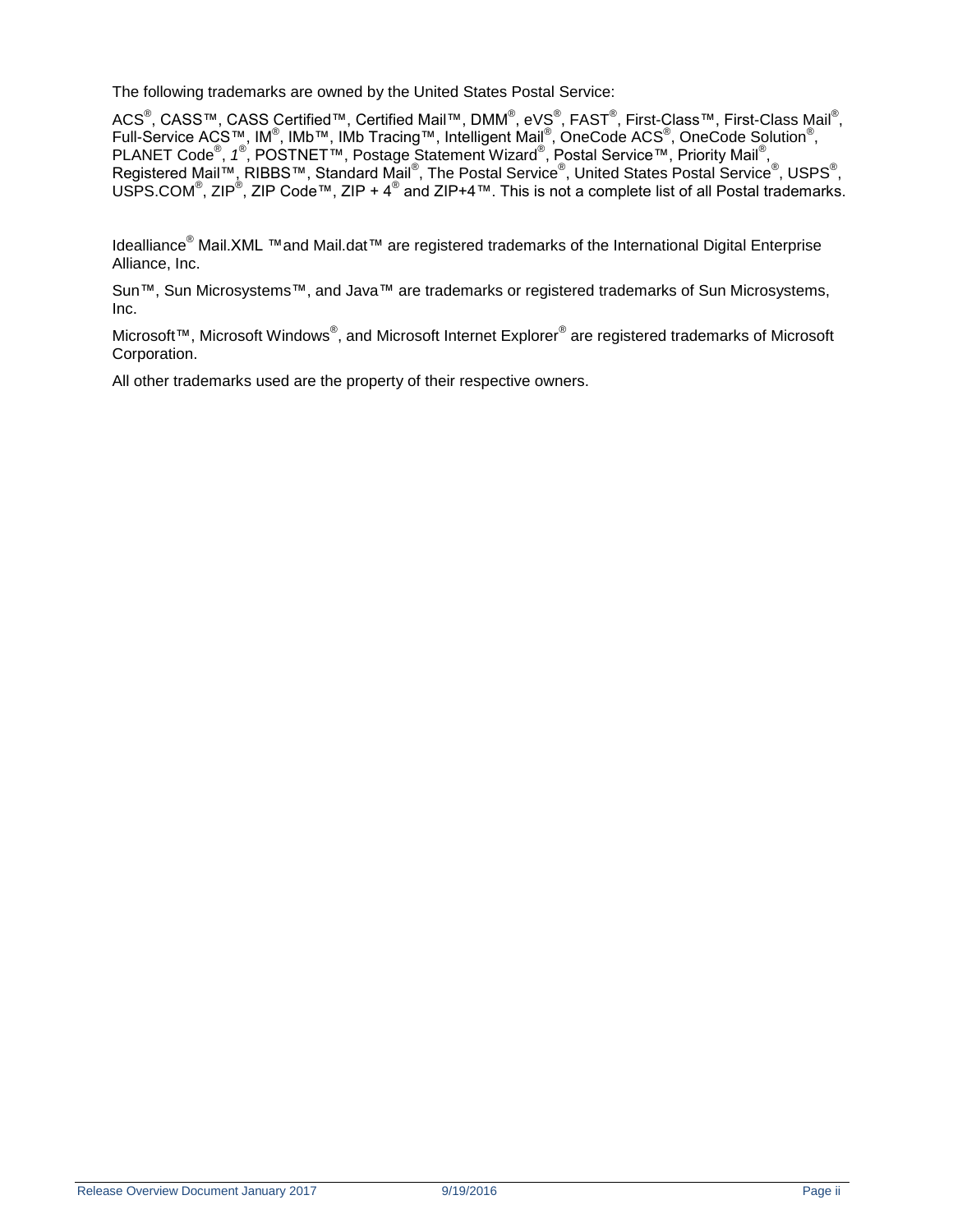The following trademarks are owned by the United States Postal Service:

ACS®, CASS™, CASS Certified™, Certified Mail™, DMM®, eVS®, FAST®, First-Class™, First-Class Mail®, Full-Service ACS™, IM®, IMb™, IMb Tracing™, Intelligent Mail®, OneCode ACS®, OneCode Solution®, PLANET Code®, *1*®, POSTNET™, Postage Statement Wizard®, Postal Service™, Priority Mail®, Registered Mail™, RIBBS™, Standard Mail®, The Postal Service®, United States Postal Service®, USPS®, USPS.COM®, ZIP®, ZIP Code™, ZIP + 4® and ZIP+4™. This is not a complete list of all Postal trademarks.

Idealliance® Mail.XML ™and Mail.dat™ are registered trademarks of the International Digital Enterprise Alliance, Inc.

Sun™, Sun Microsystems™, and Java™ are trademarks or registered trademarks of Sun Microsystems, Inc.

Microsoft™, Microsoft Windows®, and Microsoft Internet Explorer® are registered trademarks of Microsoft Corporation.

All other trademarks used are the property of their respective owners.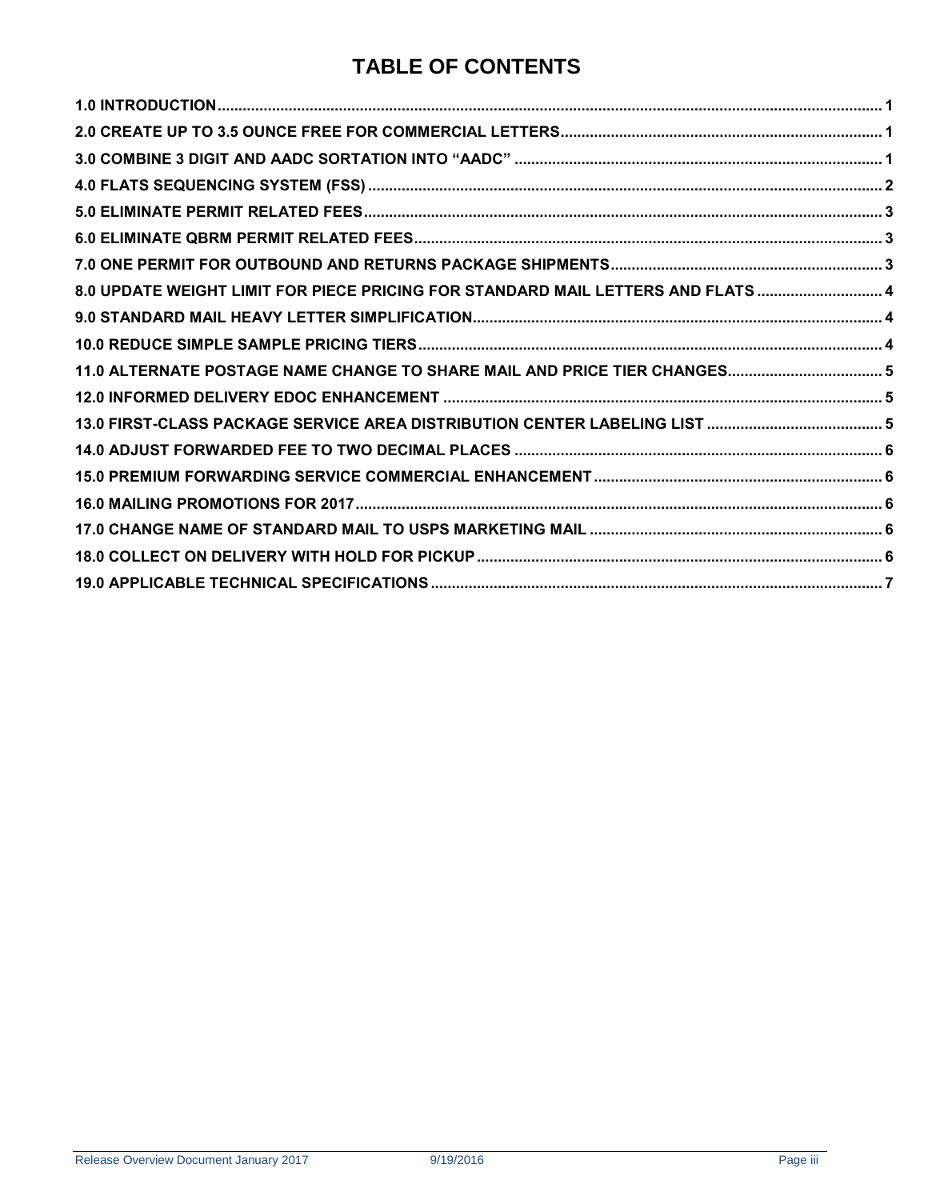# TABLE OF CONTENTS

| | |
|---|---|
| **1.0 INTRODUCTION** | **1** |
| **2.0 CREATE UP TO 3.5 OUNCE FREE FOR COMMERCIAL LETTERS** | **1** |
| **3.0 COMBINE 3 DIGIT AND AADC SORTATION INTO "AADC"** | **1** |
| **4.0 FLATS SEQUENCING SYSTEM (FSS)** | **2** |
| **5.0 ELIMINATE PERMIT RELATED FEES** | **3** |
| **6.0 ELIMINATE QBRM PERMIT RELATED FEES** | **3** |
| **7.0 ONE PERMIT FOR OUTBOUND AND RETURNS PACKAGE SHIPMENTS** | **3** |
| **8.0 UPDATE WEIGHT LIMIT FOR PIECE PRICING FOR STANDARD MAIL LETTERS AND FLATS** | **4** |
| **9.0 STANDARD MAIL HEAVY LETTER SIMPLIFICATION** | **4** |
| **10.0 REDUCE SIMPLE SAMPLE PRICING TIERS** | **4** |
| **11.0 ALTERNATE POSTAGE NAME CHANGE TO SHARE MAIL AND PRICE TIER CHANGES** | **5** |
| **12.0 INFORMED DELIVERY EDOC ENHANCEMENT** | **5** |
| **13.0 FIRST-CLASS PACKAGE SERVICE AREA DISTRIBUTION CENTER LABELING LIST** | **5** |
| **14.0 ADJUST FORWARDED FEE TO TWO DECIMAL PLACES** | **6** |
| **15.0 PREMIUM FORWARDING SERVICE COMMERCIAL ENHANCEMENT** | **6** |
| **16.0 MAILING PROMOTIONS FOR 2017** | **6** |
| **17.0 CHANGE NAME OF STANDARD MAIL TO USPS MARKETING MAIL** | **6** |
| **18.0 COLLECT ON DELIVERY WITH HOLD FOR PICKUP** | **6** |
| **19.0 APPLICABLE TECHNICAL SPECIFICATIONS** | **7** |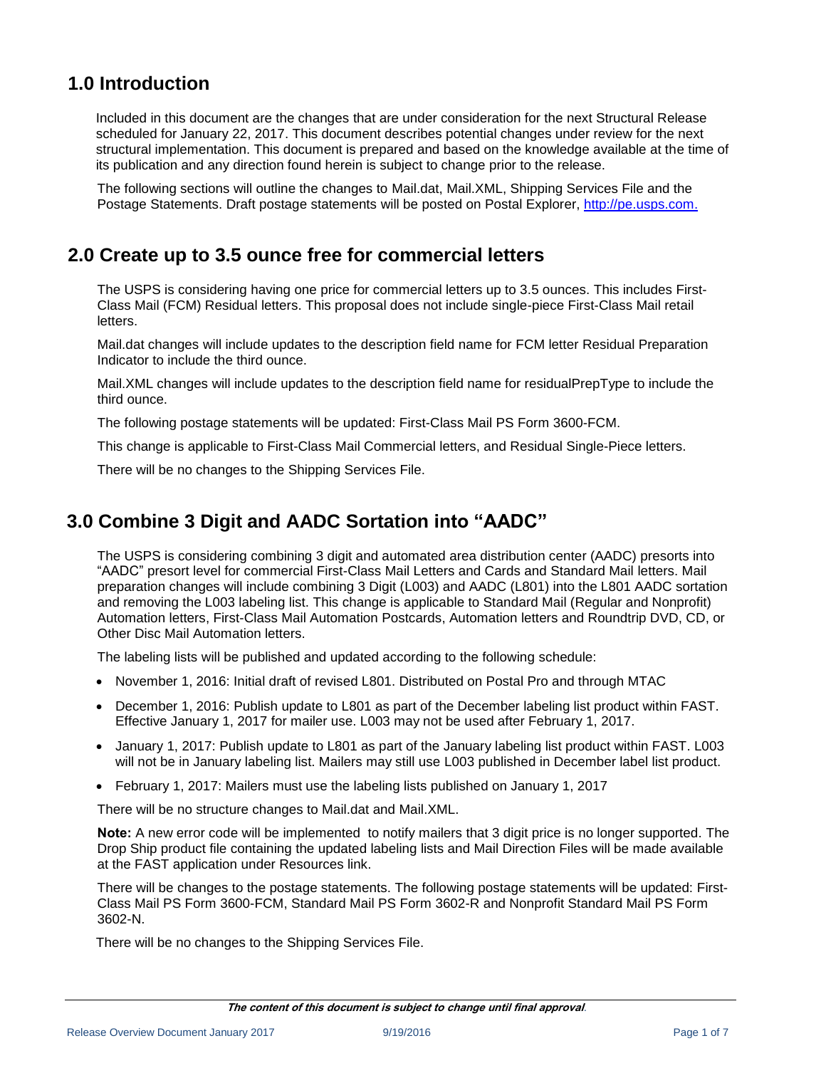# 1.0 Introduction

Included in this document are the changes that are under consideration for the next Structural Release scheduled for January 22, 2017. This document describes potential changes under review for the next structural implementation. This document is prepared and based on the knowledge available at the time of its publication and any direction found herein is subject to change prior to the release.

The following sections will outline the changes to Mail.dat, Mail.XML, Shipping Services File and the Postage Statements. Draft postage statements will be posted on Postal Explorer, [http://pe.usps.com.](http://pe.usps.com)

# 2.0 Create up to 3.5 ounce free for commercial letters

The USPS is considering having one price for commercial letters up to 3.5 ounces. This includes First-Class Mail (FCM) Residual letters. This proposal does not include single-piece First-Class Mail retail letters.

Mail.dat changes will include updates to the description field name for FCM letter Residual Preparation Indicator to include the third ounce.

Mail.XML changes will include updates to the description field name for residualPrepType to include the third ounce.

The following postage statements will be updated: First-Class Mail PS Form 3600-FCM.

This change is applicable to First-Class Mail Commercial letters, and Residual Single-Piece letters.

There will be no changes to the Shipping Services File.

# 3.0 Combine 3 Digit and AADC Sortation into "AADC"

The USPS is considering combining 3 digit and automated area distribution center (AADC) presorts into "AADC" presort level for commercial First-Class Mail Letters and Cards and Standard Mail letters. Mail preparation changes will include combining 3 Digit (L003) and AADC (L801) into the L801 AADC sortation and removing the L003 labeling list. This change is applicable to Standard Mail (Regular and Nonprofit) Automation letters, First-Class Mail Automation Postcards, Automation letters and Roundtrip DVD, CD, or Other Disc Mail Automation letters.

The labeling lists will be published and updated according to the following schedule:

- November 1, 2016: Initial draft of revised L801. Distributed on Postal Pro and through MTAC
- December 1, 2016: Publish update to L801 as part of the December labeling list product within FAST. Effective January 1, 2017 for mailer use. L003 may not be used after February 1, 2017.
- January 1, 2017: Publish update to L801 as part of the January labeling list product within FAST. L003 will not be in January labeling list. Mailers may still use L003 published in December label list product.
- February 1, 2017: Mailers must use the labeling lists published on January 1, 2017

There will be no structure changes to Mail.dat and Mail.XML.

**Note:** A new error code will be implemented to notify mailers that 3 digit price is no longer supported. The Drop Ship product file containing the updated labeling lists and Mail Direction Files will be made available at the FAST application under Resources link.

There will be changes to the postage statements. The following postage statements will be updated: First-Class Mail PS Form 3600-FCM, Standard Mail PS Form 3602-R and Nonprofit Standard Mail PS Form 3602-N.

There will be no changes to the Shipping Services File.

***The content of this document is subject to change until final approval***.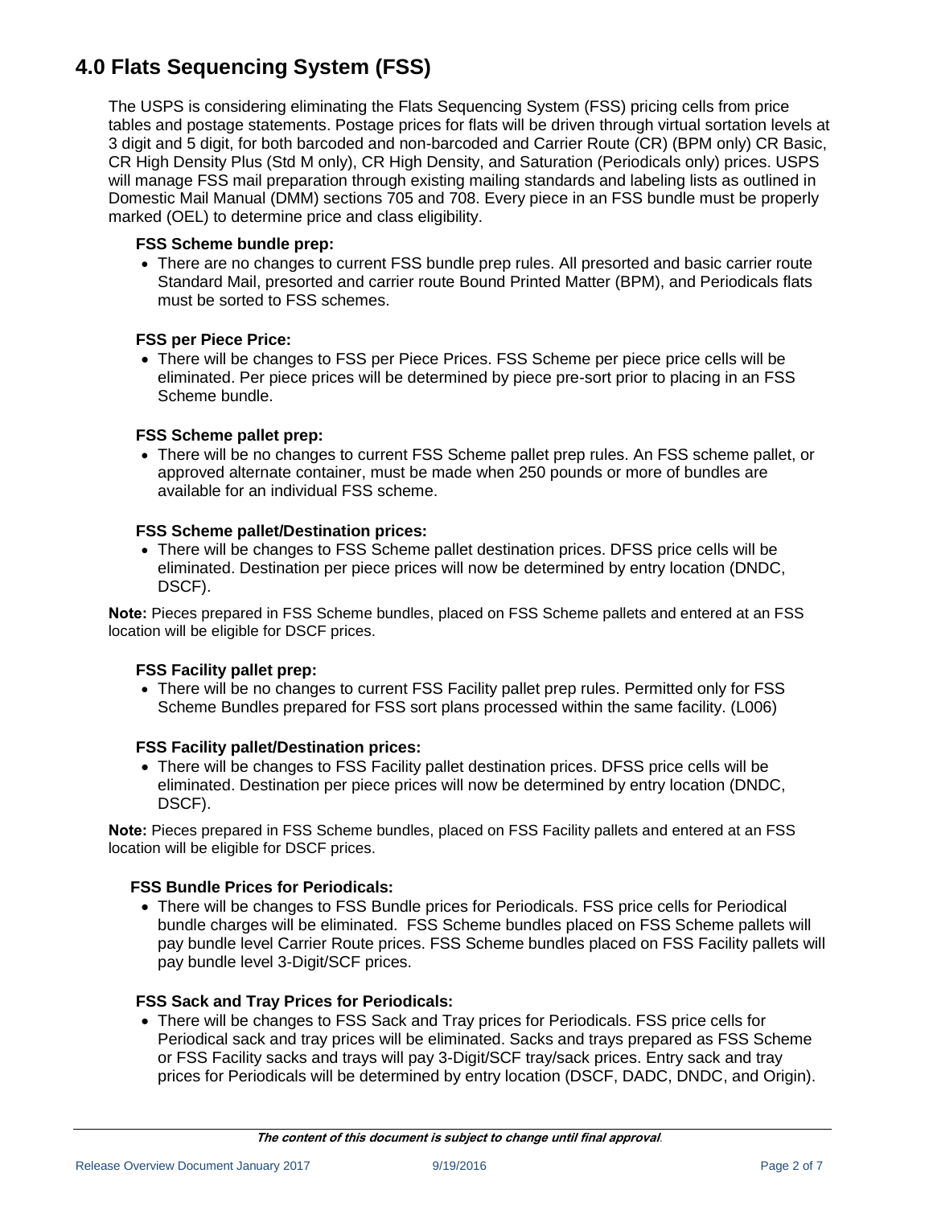# 4.0 Flats Sequencing System (FSS)

The USPS is considering eliminating the Flats Sequencing System (FSS) pricing cells from price tables and postage statements. Postage prices for flats will be driven through virtual sortation levels at 3 digit and 5 digit, for both barcoded and non-barcoded and Carrier Route (CR) (BPM only) CR Basic, CR High Density Plus (Std M only), CR High Density, and Saturation (Periodicals only) prices. USPS will manage FSS mail preparation through existing mailing standards and labeling lists as outlined in Domestic Mail Manual (DMM) sections 705 and 708. Every piece in an FSS bundle must be properly marked (OEL) to determine price and class eligibility.

**FSS Scheme bundle prep:**

- There are no changes to current FSS bundle prep rules. All presorted and basic carrier route Standard Mail, presorted and carrier route Bound Printed Matter (BPM), and Periodicals flats must be sorted to FSS schemes.

**FSS per Piece Price:**

- There will be changes to FSS per Piece Prices. FSS Scheme per piece price cells will be eliminated. Per piece prices will be determined by piece pre-sort prior to placing in an FSS Scheme bundle.

**FSS Scheme pallet prep:**

- There will be no changes to current FSS Scheme pallet prep rules. An FSS scheme pallet, or approved alternate container, must be made when 250 pounds or more of bundles are available for an individual FSS scheme.

**FSS Scheme pallet/Destination prices:**

- There will be changes to FSS Scheme pallet destination prices. DFSS price cells will be eliminated. Destination per piece prices will now be determined by entry location (DNDC, DSCF).

**Note:** Pieces prepared in FSS Scheme bundles, placed on FSS Scheme pallets and entered at an FSS location will be eligible for DSCF prices.

**FSS Facility pallet prep:**

- There will be no changes to current FSS Facility pallet prep rules. Permitted only for FSS Scheme Bundles prepared for FSS sort plans processed within the same facility. (L006)

**FSS Facility pallet/Destination prices:**

- There will be changes to FSS Facility pallet destination prices. DFSS price cells will be eliminated. Destination per piece prices will now be determined by entry location (DNDC, DSCF).

**Note:** Pieces prepared in FSS Scheme bundles, placed on FSS Facility pallets and entered at an FSS location will be eligible for DSCF prices.

**FSS Bundle Prices for Periodicals:**

- There will be changes to FSS Bundle prices for Periodicals. FSS price cells for Periodical bundle charges will be eliminated. FSS Scheme bundles placed on FSS Scheme pallets will pay bundle level Carrier Route prices. FSS Scheme bundles placed on FSS Facility pallets will pay bundle level 3-Digit/SCF prices.

**FSS Sack and Tray Prices for Periodicals:**

- There will be changes to FSS Sack and Tray prices for Periodicals. FSS price cells for Periodical sack and tray prices will be eliminated. Sacks and trays prepared as FSS Scheme or FSS Facility sacks and trays will pay 3-Digit/SCF tray/sack prices. Entry sack and tray prices for Periodicals will be determined by entry location (DSCF, DADC, DNDC, and Origin).

***The content of this document is subject to change until final approval.***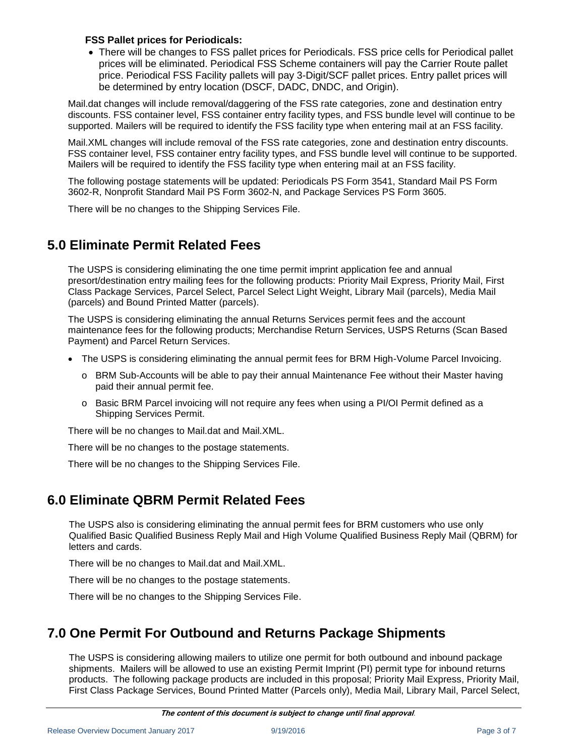**FSS Pallet prices for Periodicals:**

- There will be changes to FSS pallet prices for Periodicals. FSS price cells for Periodical pallet prices will be eliminated. Periodical FSS Scheme containers will pay the Carrier Route pallet price. Periodical FSS Facility pallets will pay 3-Digit/SCF pallet prices. Entry pallet prices will be determined by entry location (DSCF, DADC, DNDC, and Origin).

Mail.dat changes will include removal/daggering of the FSS rate categories, zone and destination entry discounts. FSS container level, FSS container entry facility types, and FSS bundle level will continue to be supported. Mailers will be required to identify the FSS facility type when entering mail at an FSS facility.

Mail.XML changes will include removal of the FSS rate categories, zone and destination entry discounts. FSS container level, FSS container entry facility types, and FSS bundle level will continue to be supported. Mailers will be required to identify the FSS facility type when entering mail at an FSS facility.

The following postage statements will be updated: Periodicals PS Form 3541, Standard Mail PS Form 3602-R, Nonprofit Standard Mail PS Form 3602-N, and Package Services PS Form 3605.

There will be no changes to the Shipping Services File.

## 5.0 Eliminate Permit Related Fees

The USPS is considering eliminating the one time permit imprint application fee and annual presort/destination entry mailing fees for the following products: Priority Mail Express, Priority Mail, First Class Package Services, Parcel Select, Parcel Select Light Weight, Library Mail (parcels), Media Mail (parcels) and Bound Printed Matter (parcels).

The USPS is considering eliminating the annual Returns Services permit fees and the account maintenance fees for the following products; Merchandise Return Services, USPS Returns (Scan Based Payment) and Parcel Return Services.

- The USPS is considering eliminating the annual permit fees for BRM High-Volume Parcel Invoicing.
  - BRM Sub-Accounts will be able to pay their annual Maintenance Fee without their Master having paid their annual permit fee.
  - Basic BRM Parcel invoicing will not require any fees when using a PI/OI Permit defined as a Shipping Services Permit.

There will be no changes to Mail.dat and Mail.XML.

There will be no changes to the postage statements.

There will be no changes to the Shipping Services File.

## 6.0 Eliminate QBRM Permit Related Fees

The USPS also is considering eliminating the annual permit fees for BRM customers who use only Qualified Basic Qualified Business Reply Mail and High Volume Qualified Business Reply Mail (QBRM) for letters and cards.

There will be no changes to Mail.dat and Mail.XML.

There will be no changes to the postage statements.

There will be no changes to the Shipping Services File.

## 7.0 One Permit For Outbound and Returns Package Shipments

The USPS is considering allowing mailers to utilize one permit for both outbound and inbound package shipments. Mailers will be allowed to use an existing Permit Imprint (PI) permit type for inbound returns products. The following package products are included in this proposal; Priority Mail Express, Priority Mail, First Class Package Services, Bound Printed Matter (Parcels only), Media Mail, Library Mail, Parcel Select,

*The content of this document is subject to change until final approval.*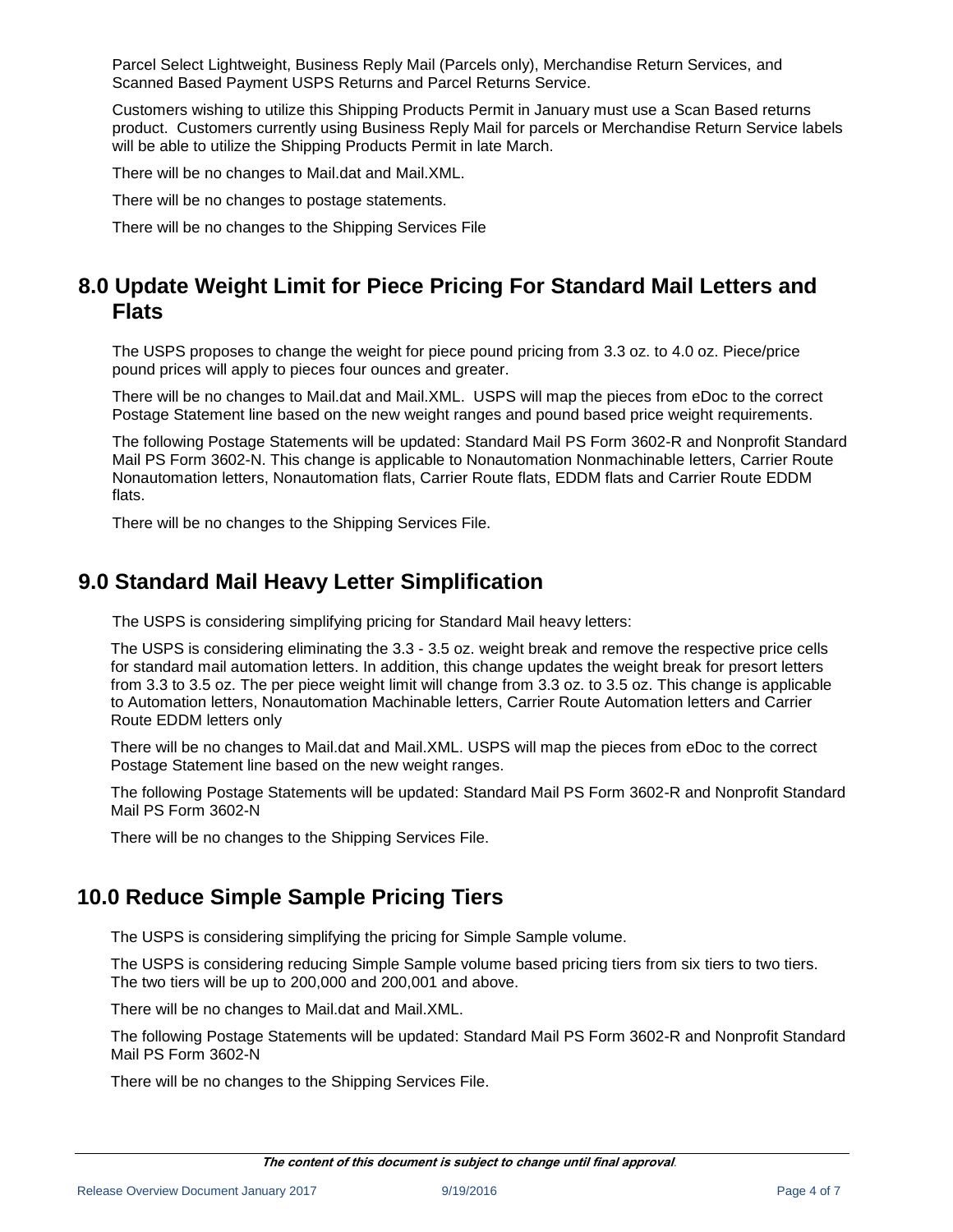Parcel Select Lightweight, Business Reply Mail (Parcels only), Merchandise Return Services, and Scanned Based Payment USPS Returns and Parcel Returns Service.

Customers wishing to utilize this Shipping Products Permit in January must use a Scan Based returns product. Customers currently using Business Reply Mail for parcels or Merchandise Return Service labels will be able to utilize the Shipping Products Permit in late March.

There will be no changes to Mail.dat and Mail.XML.

There will be no changes to postage statements.

There will be no changes to the Shipping Services File

## 8.0 Update Weight Limit for Piece Pricing For Standard Mail Letters and Flats

The USPS proposes to change the weight for piece pound pricing from 3.3 oz. to 4.0 oz. Piece/price pound prices will apply to pieces four ounces and greater.

There will be no changes to Mail.dat and Mail.XML. USPS will map the pieces from eDoc to the correct Postage Statement line based on the new weight ranges and pound based price weight requirements.

The following Postage Statements will be updated: Standard Mail PS Form 3602-R and Nonprofit Standard Mail PS Form 3602-N. This change is applicable to Nonautomation Nonmachinable letters, Carrier Route Nonautomation letters, Nonautomation flats, Carrier Route flats, EDDM flats and Carrier Route EDDM flats.

There will be no changes to the Shipping Services File.

## 9.0 Standard Mail Heavy Letter Simplification

The USPS is considering simplifying pricing for Standard Mail heavy letters:

The USPS is considering eliminating the 3.3 - 3.5 oz. weight break and remove the respective price cells for standard mail automation letters. In addition, this change updates the weight break for presort letters from 3.3 to 3.5 oz. The per piece weight limit will change from 3.3 oz. to 3.5 oz. This change is applicable to Automation letters, Nonautomation Machinable letters, Carrier Route Automation letters and Carrier Route EDDM letters only

There will be no changes to Mail.dat and Mail.XML. USPS will map the pieces from eDoc to the correct Postage Statement line based on the new weight ranges.

The following Postage Statements will be updated: Standard Mail PS Form 3602-R and Nonprofit Standard Mail PS Form 3602-N

There will be no changes to the Shipping Services File.

## 10.0 Reduce Simple Sample Pricing Tiers

The USPS is considering simplifying the pricing for Simple Sample volume.

The USPS is considering reducing Simple Sample volume based pricing tiers from six tiers to two tiers. The two tiers will be up to 200,000 and 200,001 and above.

There will be no changes to Mail.dat and Mail.XML.

The following Postage Statements will be updated: Standard Mail PS Form 3602-R and Nonprofit Standard Mail PS Form 3602-N

There will be no changes to the Shipping Services File.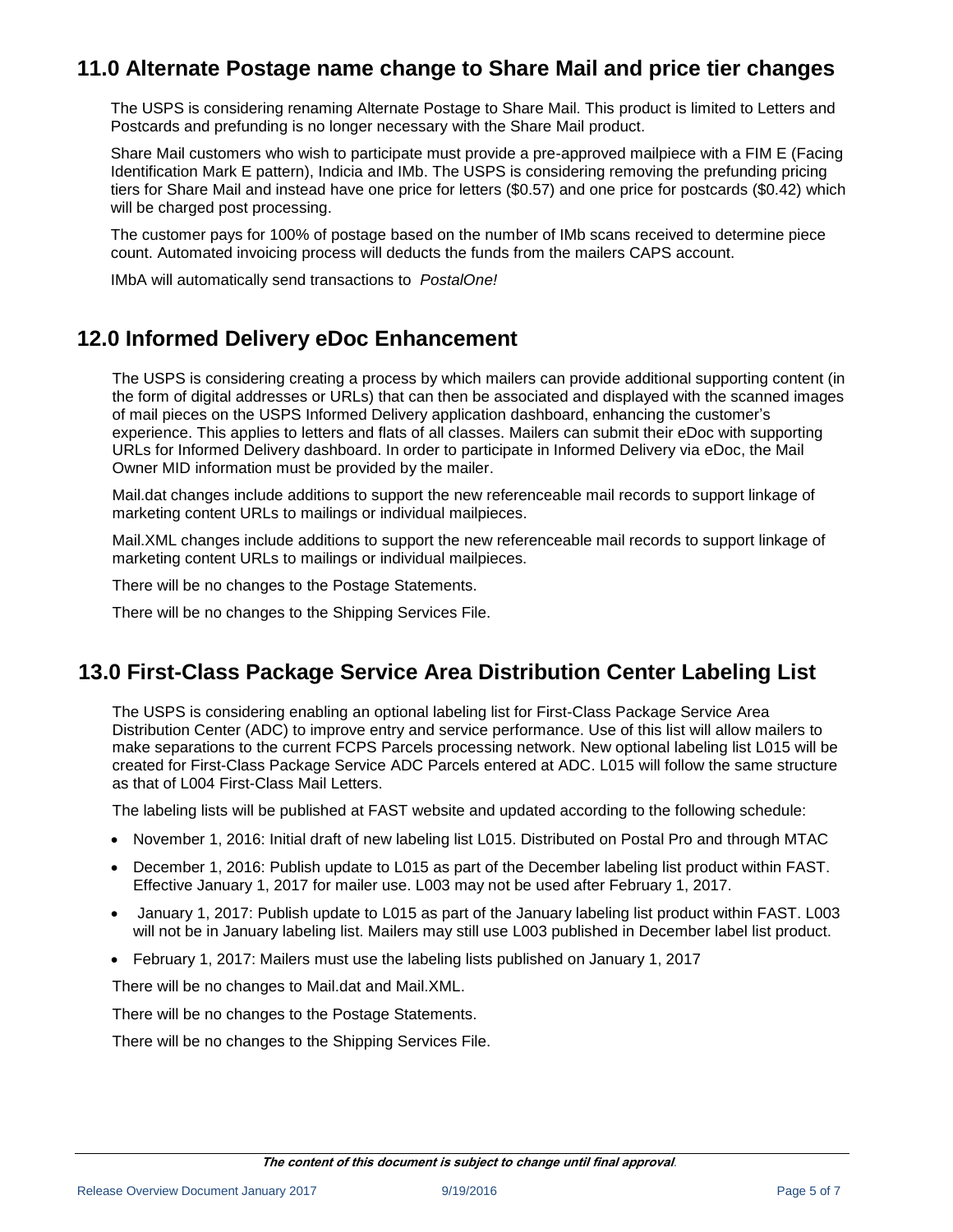## 11.0 Alternate Postage name change to Share Mail and price tier changes

The USPS is considering renaming Alternate Postage to Share Mail. This product is limited to Letters and Postcards and prefunding is no longer necessary with the Share Mail product.

Share Mail customers who wish to participate must provide a pre-approved mailpiece with a FIM E (Facing Identification Mark E pattern), Indicia and IMb. The USPS is considering removing the prefunding pricing tiers for Share Mail and instead have one price for letters ($0.57) and one price for postcards ($0.42) which will be charged post processing.

The customer pays for 100% of postage based on the number of IMb scans received to determine piece count. Automated invoicing process will deducts the funds from the mailers CAPS account.

IMbA will automatically send transactions to *PostalOne!*

## 12.0 Informed Delivery eDoc Enhancement

The USPS is considering creating a process by which mailers can provide additional supporting content (in the form of digital addresses or URLs) that can then be associated and displayed with the scanned images of mail pieces on the USPS Informed Delivery application dashboard, enhancing the customer's experience. This applies to letters and flats of all classes. Mailers can submit their eDoc with supporting URLs for Informed Delivery dashboard. In order to participate in Informed Delivery via eDoc, the Mail Owner MID information must be provided by the mailer.

Mail.dat changes include additions to support the new referenceable mail records to support linkage of marketing content URLs to mailings or individual mailpieces.

Mail.XML changes include additions to support the new referenceable mail records to support linkage of marketing content URLs to mailings or individual mailpieces.

There will be no changes to the Postage Statements.

There will be no changes to the Shipping Services File.

## 13.0 First-Class Package Service Area Distribution Center Labeling List

The USPS is considering enabling an optional labeling list for First-Class Package Service Area Distribution Center (ADC) to improve entry and service performance. Use of this list will allow mailers to make separations to the current FCPS Parcels processing network. New optional labeling list L015 will be created for First-Class Package Service ADC Parcels entered at ADC. L015 will follow the same structure as that of L004 First-Class Mail Letters.

The labeling lists will be published at FAST website and updated according to the following schedule:

- November 1, 2016: Initial draft of new labeling list L015. Distributed on Postal Pro and through MTAC
- December 1, 2016: Publish update to L015 as part of the December labeling list product within FAST. Effective January 1, 2017 for mailer use. L003 may not be used after February 1, 2017.
- January 1, 2017: Publish update to L015 as part of the January labeling list product within FAST. L003 will not be in January labeling list. Mailers may still use L003 published in December label list product.
- February 1, 2017: Mailers must use the labeling lists published on January 1, 2017

There will be no changes to Mail.dat and Mail.XML.

There will be no changes to the Postage Statements.

There will be no changes to the Shipping Services File.

***The content of this document is subject to change until final approval***.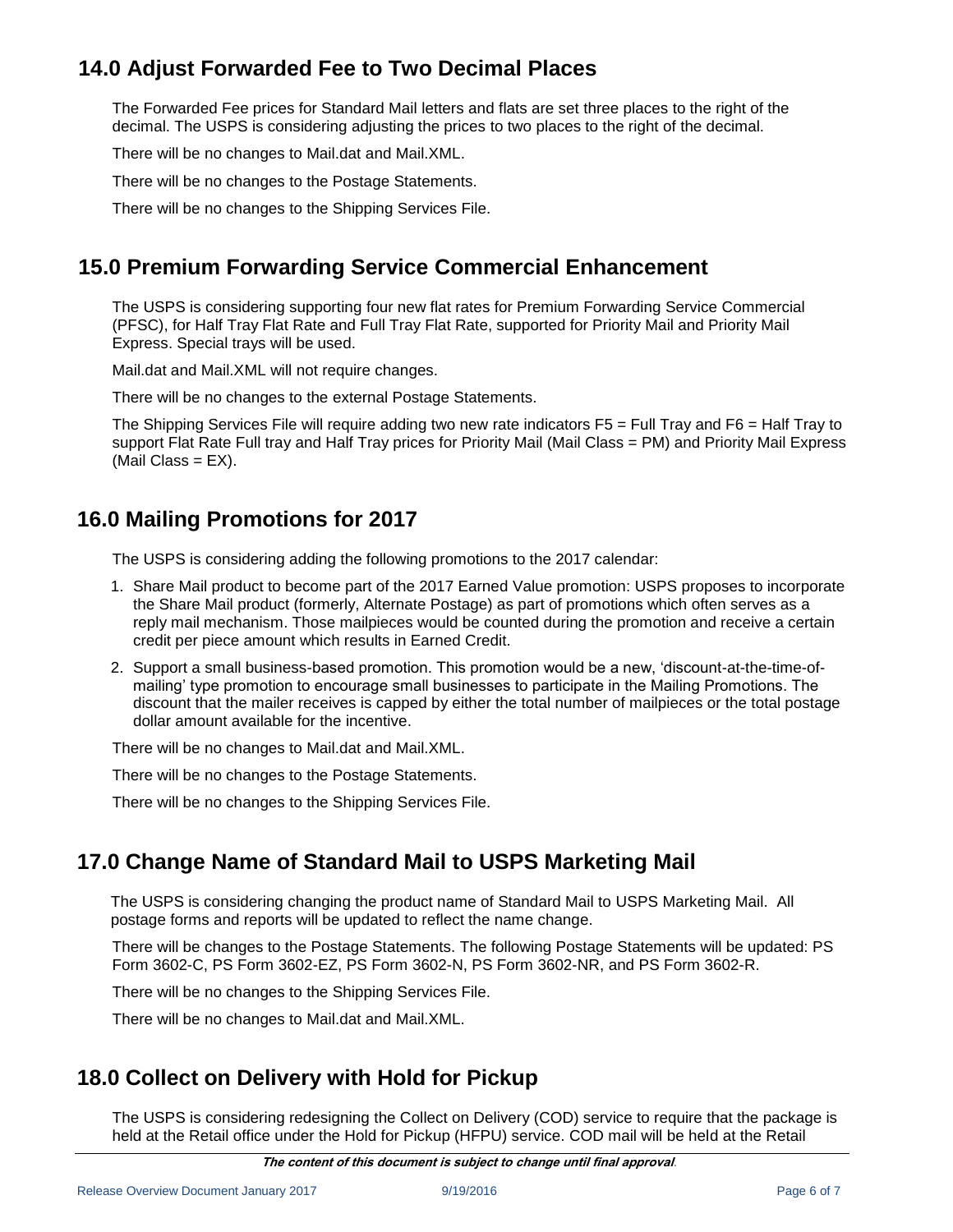## 14.0 Adjust Forwarded Fee to Two Decimal Places

The Forwarded Fee prices for Standard Mail letters and flats are set three places to the right of the decimal. The USPS is considering adjusting the prices to two places to the right of the decimal.

There will be no changes to Mail.dat and Mail.XML.

There will be no changes to the Postage Statements.

There will be no changes to the Shipping Services File.

## 15.0 Premium Forwarding Service Commercial Enhancement

The USPS is considering supporting four new flat rates for Premium Forwarding Service Commercial (PFSC), for Half Tray Flat Rate and Full Tray Flat Rate, supported for Priority Mail and Priority Mail Express. Special trays will be used.

Mail.dat and Mail.XML will not require changes.

There will be no changes to the external Postage Statements.

The Shipping Services File will require adding two new rate indicators F5 = Full Tray and F6 = Half Tray to support Flat Rate Full tray and Half Tray prices for Priority Mail (Mail Class = PM) and Priority Mail Express (Mail Class = EX).

## 16.0 Mailing Promotions for 2017

The USPS is considering adding the following promotions to the 2017 calendar:

1. Share Mail product to become part of the 2017 Earned Value promotion: USPS proposes to incorporate the Share Mail product (formerly, Alternate Postage) as part of promotions which often serves as a reply mail mechanism. Those mailpieces would be counted during the promotion and receive a certain credit per piece amount which results in Earned Credit.
2. Support a small business-based promotion. This promotion would be a new, 'discount-at-the-time-of-mailing' type promotion to encourage small businesses to participate in the Mailing Promotions. The discount that the mailer receives is capped by either the total number of mailpieces or the total postage dollar amount available for the incentive.

There will be no changes to Mail.dat and Mail.XML.

There will be no changes to the Postage Statements.

There will be no changes to the Shipping Services File.

## 17.0 Change Name of Standard Mail to USPS Marketing Mail

The USPS is considering changing the product name of Standard Mail to USPS Marketing Mail. All postage forms and reports will be updated to reflect the name change.

There will be changes to the Postage Statements. The following Postage Statements will be updated: PS Form 3602-C, PS Form 3602-EZ, PS Form 3602-N, PS Form 3602-NR, and PS Form 3602-R.

There will be no changes to the Shipping Services File.

There will be no changes to Mail.dat and Mail.XML.

## 18.0 Collect on Delivery with Hold for Pickup

The USPS is considering redesigning the Collect on Delivery (COD) service to require that the package is held at the Retail office under the Hold for Pickup (HFPU) service. COD mail will be held at the Retail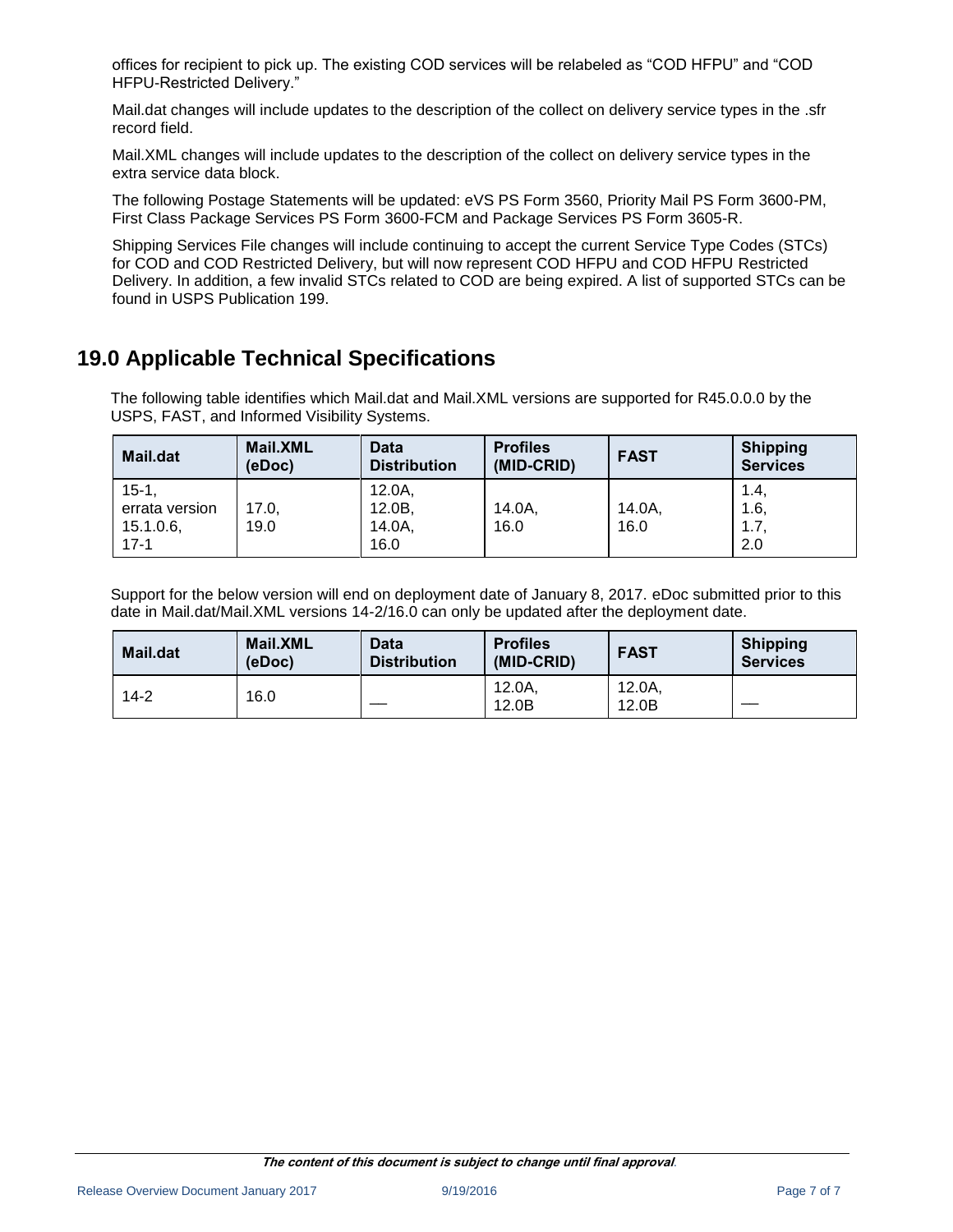offices for recipient to pick up. The existing COD services will be relabeled as “COD HFPU” and “COD HFPU-Restricted Delivery.”

Mail.dat changes will include updates to the description of the collect on delivery service types in the .sfr record field.

Mail.XML changes will include updates to the description of the collect on delivery service types in the extra service data block.

The following Postage Statements will be updated: eVS PS Form 3560, Priority Mail PS Form 3600-PM, First Class Package Services PS Form 3600-FCM and Package Services PS Form 3605-R.

Shipping Services File changes will include continuing to accept the current Service Type Codes (STCs) for COD and COD Restricted Delivery, but will now represent COD HFPU and COD HFPU Restricted Delivery. In addition, a few invalid STCs related to COD are being expired. A list of supported STCs can be found in USPS Publication 199.

## 19.0 Applicable Technical Specifications

The following table identifies which Mail.dat and Mail.XML versions are supported for R45.0.0.0 by the USPS, FAST, and Informed Visibility Systems.

| Mail.dat | Mail.XML (eDoc) | Data Distribution | Profiles (MID-CRID) | FAST | Shipping Services |
|---|---|---|---|---|---|
| 15-1, errata version 15.1.0.6, 17-1 | 17.0, 19.0 | 12.0A, 12.0B, 14.0A, 16.0 | 14.0A, 16.0 | 14.0A, 16.0 | 1.4, 1.6, 1.7, 2.0 |

Support for the below version will end on deployment date of January 8, 2017. eDoc submitted prior to this date in Mail.dat/Mail.XML versions 14-2/16.0 can only be updated after the deployment date.

| Mail.dat | Mail.XML (eDoc) | Data Distribution | Profiles (MID-CRID) | FAST | Shipping Services |
|---|---|---|---|---|---|
| 14-2 | 16.0 | — | 12.0A, 12.0B | 12.0A, 12.0B | — |

*The content of this document is subject to change until final approval.*